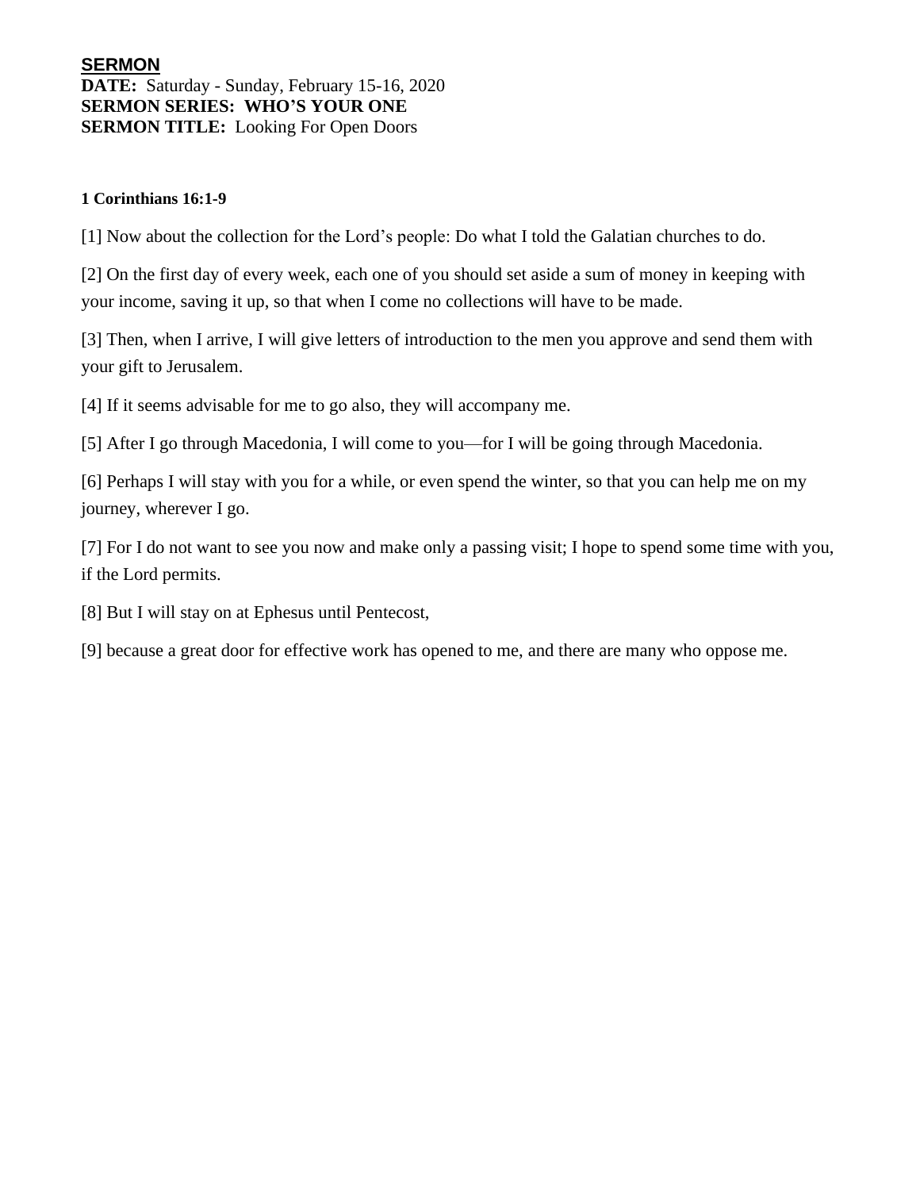**SERMON**

**DATE:** Saturday - Sunday, February 15-16, 2020
**SERMON SERIES: WHO'S YOUR ONE**
**SERMON TITLE:** Looking For Open Doors

**1 Corinthians 16:1-9**

[1] Now about the collection for the Lord's people: Do what I told the Galatian churches to do.

[2] On the first day of every week, each one of you should set aside a sum of money in keeping with your income, saving it up, so that when I come no collections will have to be made.

[3] Then, when I arrive, I will give letters of introduction to the men you approve and send them with your gift to Jerusalem.

[4] If it seems advisable for me to go also, they will accompany me.

[5] After I go through Macedonia, I will come to you—for I will be going through Macedonia.

[6] Perhaps I will stay with you for a while, or even spend the winter, so that you can help me on my journey, wherever I go.

[7] For I do not want to see you now and make only a passing visit; I hope to spend some time with you, if the Lord permits.

[8] But I will stay on at Ephesus until Pentecost,

[9] because a great door for effective work has opened to me, and there are many who oppose me.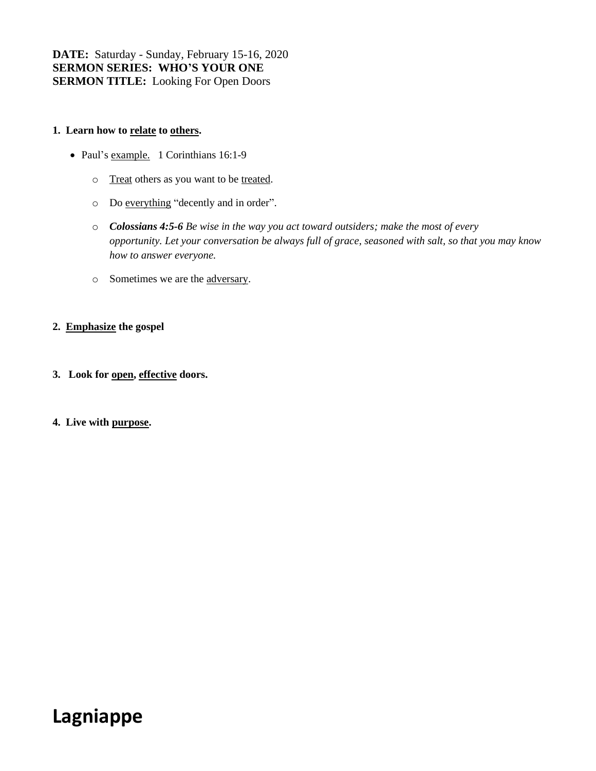**DATE:** Saturday - Sunday, February 15-16, 2020
**SERMON SERIES: WHO'S YOUR ONE**
**SERMON TITLE:** Looking For Open Doors

**1. Learn how to <u>relate</u> to <u>others</u>.**

- Paul's <u>example.</u> 1 Corinthians 16:1-9
  - <u>Treat</u> others as you want to be <u>treated</u>.
  - Do <u>everything</u> "decently and in order".
  - ***Colossians 4:5-6*** *Be wise in the way you act toward outsiders; make the most of every opportunity. Let your conversation be always full of grace, seasoned with salt, so that you may know how to answer everyone.*
  - Sometimes we are the <u>adversary</u>.

**2. <u>Emphasize</u> the gospel**

**3. Look for <u>open</u>, <u>effective</u> doors.**

**4. Live with <u>purpose</u>.**

# Lagniappe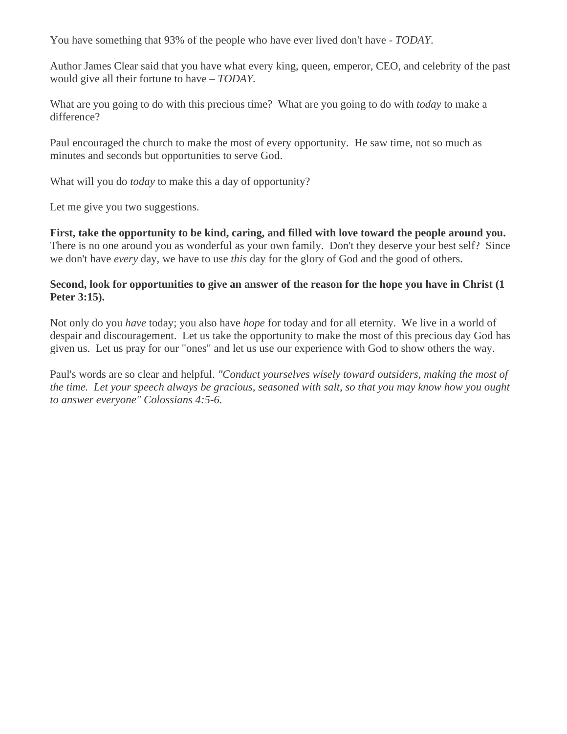You have something that 93% of the people who have ever lived don't have - *TODAY*.

Author James Clear said that you have what every king, queen, emperor, CEO, and celebrity of the past would give all their fortune to have – *TODAY.*

What are you going to do with this precious time? What are you going to do with *today* to make a difference?

Paul encouraged the church to make the most of every opportunity. He saw time, not so much as minutes and seconds but opportunities to serve God.

What will you do *today* to make this a day of opportunity?

Let me give you two suggestions.

**First, take the opportunity to be kind, caring, and filled with love toward the people around you.** There is no one around you as wonderful as your own family. Don't they deserve your best self? Since we don't have *every* day, we have to use *this* day for the glory of God and the good of others.

**Second, look for opportunities to give an answer of the reason for the hope you have in Christ (1 Peter 3:15).**

Not only do you *have* today; you also have *hope* for today and for all eternity. We live in a world of despair and discouragement. Let us take the opportunity to make the most of this precious day God has given us. Let us pray for our "ones" and let us use our experience with God to show others the way.

Paul's words are so clear and helpful. *"Conduct yourselves wisely toward outsiders, making the most of the time. Let your speech always be gracious, seasoned with salt, so that you may know how you ought to answer everyone" Colossians 4:5-6.*